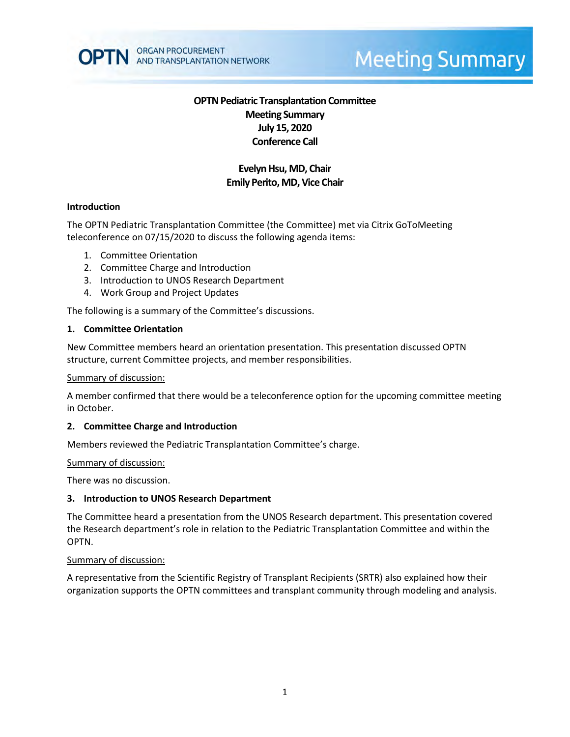# OPTN Pediatric Transplantation Committee
## Meeting Summary
## July 15, 2020
## Conference Call

**Evelyn Hsu, MD, Chair**
**Emily Perito, MD, Vice Chair**

### Introduction

The OPTN Pediatric Transplantation Committee (the Committee) met via Citrix GoToMeeting teleconference on 07/15/2020 to discuss the following agenda items:

1. Committee Orientation
2. Committee Charge and Introduction
3. Introduction to UNOS Research Department
4. Work Group and Project Updates

The following is a summary of the Committee's discussions.

### 1. Committee Orientation

New Committee members heard an orientation presentation. This presentation discussed OPTN structure, current Committee projects, and member responsibilities.

Summary of discussion:

A member confirmed that there would be a teleconference option for the upcoming committee meeting in October.

### 2. Committee Charge and Introduction

Members reviewed the Pediatric Transplantation Committee's charge.

Summary of discussion:

There was no discussion.

### 3. Introduction to UNOS Research Department

The Committee heard a presentation from the UNOS Research department. This presentation covered the Research department's role in relation to the Pediatric Transplantation Committee and within the OPTN.

Summary of discussion:

A representative from the Scientific Registry of Transplant Recipients (SRTR) also explained how their organization supports the OPTN committees and transplant community through modeling and analysis.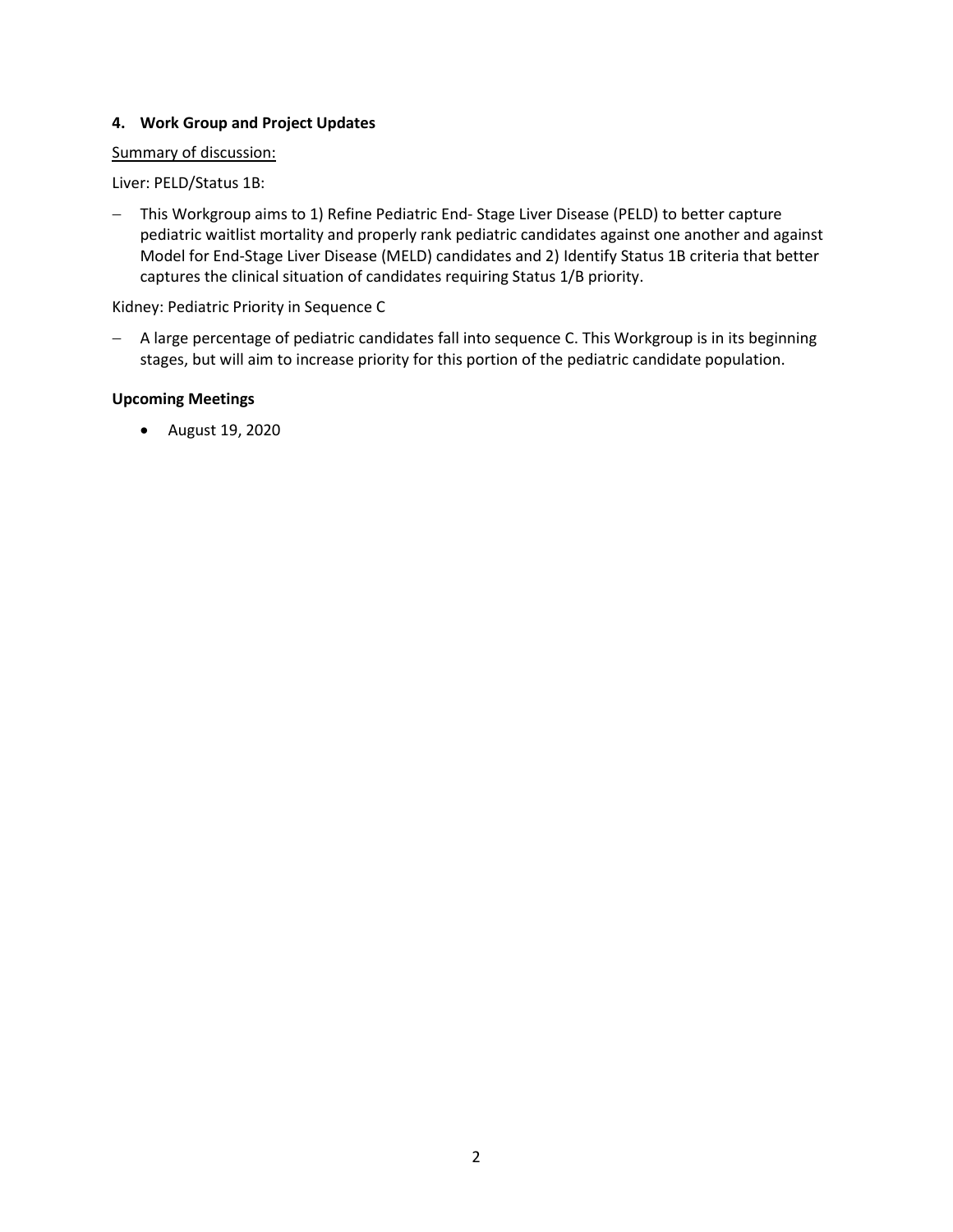### 4. Work Group and Project Updates

Summary of discussion:

Liver: PELD/Status 1B:

- This Workgroup aims to 1) Refine Pediatric End- Stage Liver Disease (PELD) to better capture pediatric waitlist mortality and properly rank pediatric candidates against one another and against Model for End-Stage Liver Disease (MELD) candidates and 2) Identify Status 1B criteria that better captures the clinical situation of candidates requiring Status 1/B priority.

Kidney: Pediatric Priority in Sequence C

- A large percentage of pediatric candidates fall into sequence C. This Workgroup is in its beginning stages, but will aim to increase priority for this portion of the pediatric candidate population.

### Upcoming Meetings

- August 19, 2020